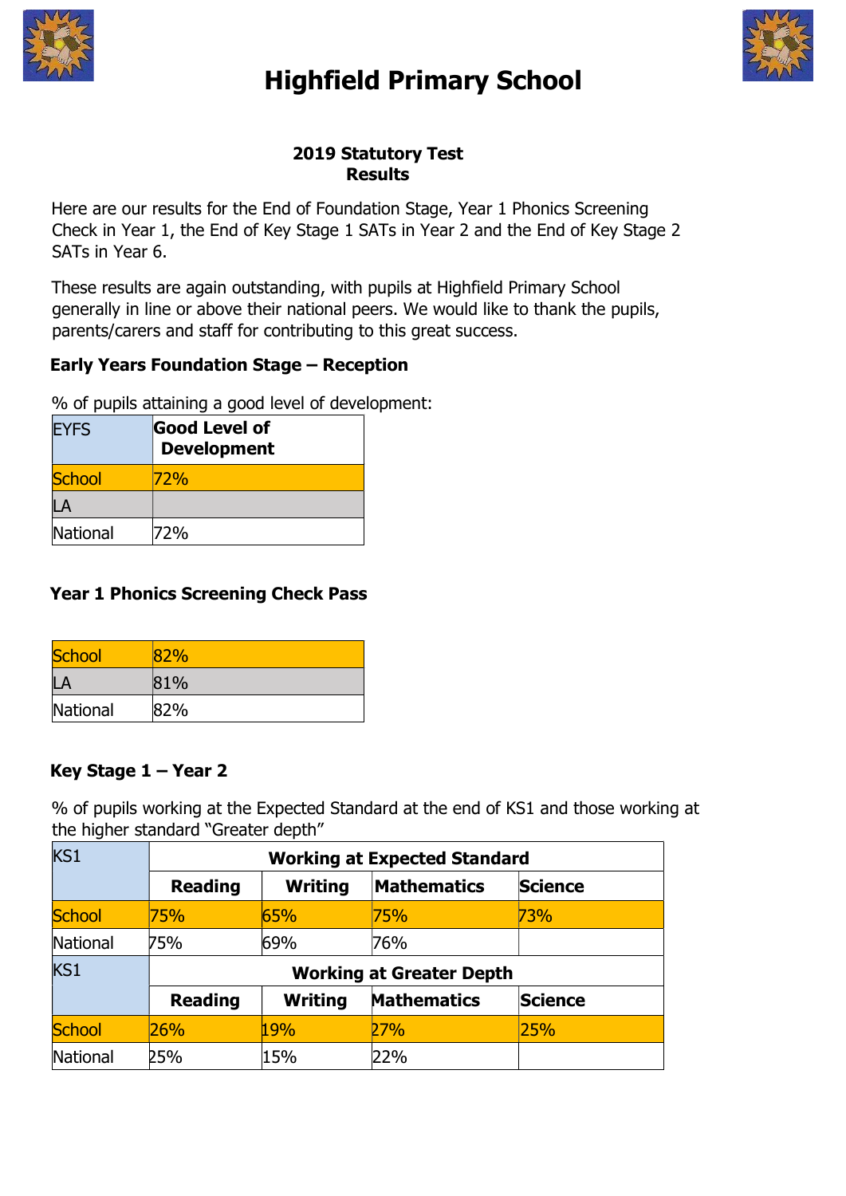# Highfield Primary School

## 2019 Statutory Test Results

Here are our results for the End of Foundation Stage, Year 1 Phonics Screening Check in Year 1, the End of Key Stage 1 SATs in Year 2 and the End of Key Stage 2 SATs in Year 6.

These results are again outstanding, with pupils at Highfield Primary School generally in line or above their national peers. We would like to thank the pupils, parents/carers and staff for contributing to this great success.

### Early Years Foundation Stage – Reception

% of pupils attaining a good level of development:

| EYFS | **Good Level of Development** |
|---|---|
| School | 72% |
| LA | |
| National | 72% |

### Year 1 Phonics Screening Check Pass

| | |
|---|---|
| School | 82% |
| LA | 81% |
| National | 82% |

### Key Stage 1 – Year 2

% of pupils working at the Expected Standard at the end of KS1 and those working at the higher standard "Greater depth"

| KS1 | **Working at Expected Standard** | | | |
|---|---|---|---|---|
| | **Reading** | **Writing** | **Mathematics** | **Science** |
| School | 75% | 65% | 75% | 73% |
| National | 75% | 69% | 76% | |
| KS1 | **Working at Greater Depth** | | | |
| | **Reading** | **Writing** | **Mathematics** | **Science** |
| School | 26% | 19% | 27% | 25% |
| National | 25% | 15% | 22% | |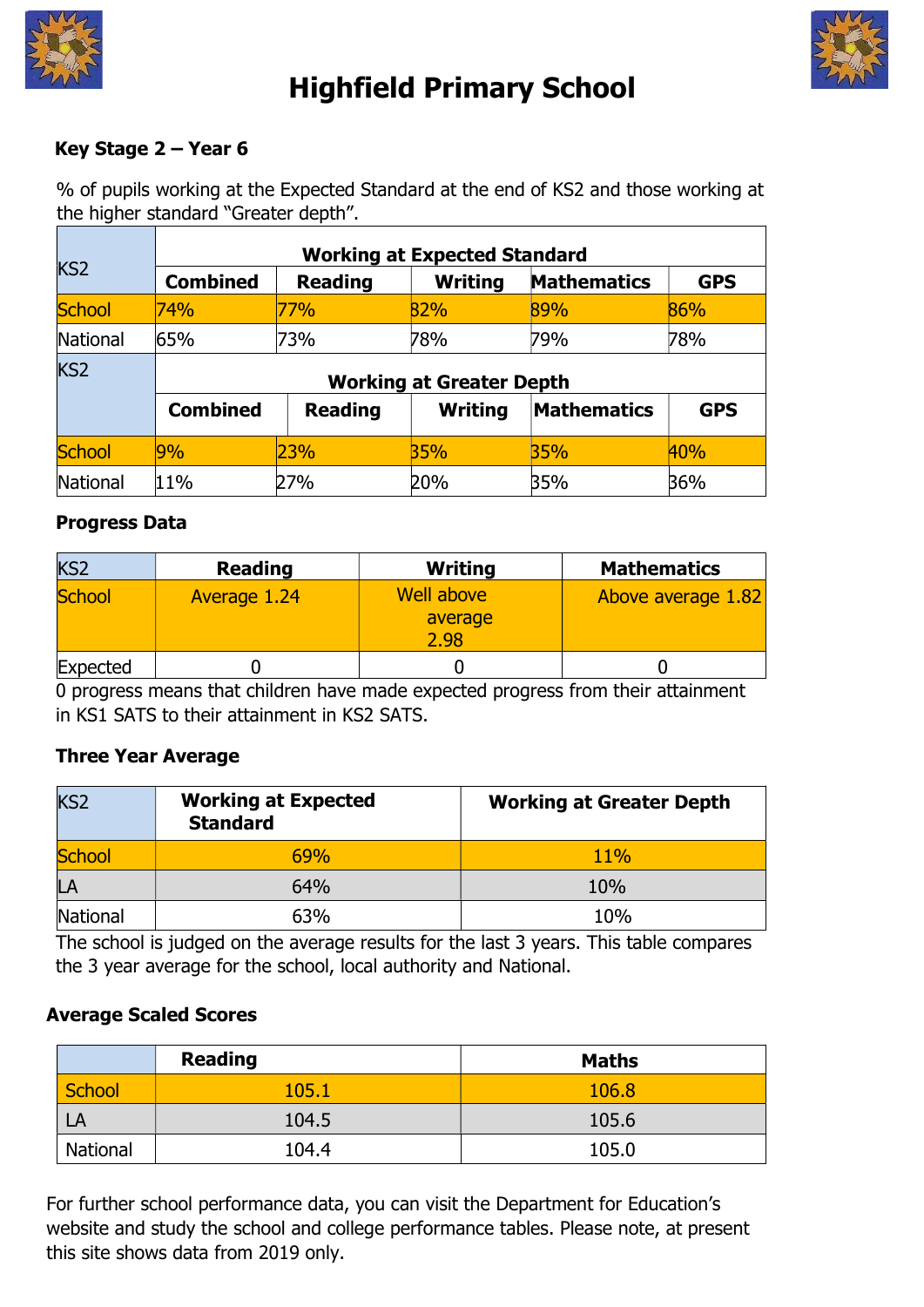# Highfield Primary School

### Key Stage 2 – Year 6

% of pupils working at the Expected Standard at the end of KS2 and those working at the higher standard "Greater depth".

| KS2 | Working at Expected Standard | | | | |
|---|---|---|---|---|---|
| | Combined | Reading | Writing | Mathematics | GPS |
| School | 74% | 77% | 82% | 89% | 86% |
| National | 65% | 73% | 78% | 79% | 78% |
| KS2 | Working at Greater Depth | | | | |
| | Combined | Reading | Writing | Mathematics | GPS |
| School | 9% | 23% | 35% | 35% | 40% |
| National | 11% | 27% | 20% | 35% | 36% |

### Progress Data

| KS2 | Reading | Writing | Mathematics |
|---|---|---|---|
| School | Average 1.24 | Well above average 2.98 | Above average 1.82 |
| Expected | 0 | 0 | 0 |

0 progress means that children have made expected progress from their attainment in KS1 SATS to their attainment in KS2 SATS.

### Three Year Average

| KS2 | Working at Expected Standard | Working at Greater Depth |
|---|---|---|
| School | 69% | 11% |
| LA | 64% | 10% |
| National | 63% | 10% |

The school is judged on the average results for the last 3 years. This table compares the 3 year average for the school, local authority and National.

### Average Scaled Scores

| | Reading | Maths |
|---|---|---|
| School | 105.1 | 106.8 |
| LA | 104.5 | 105.6 |
| National | 104.4 | 105.0 |

For further school performance data, you can visit the Department for Education's website and study the school and college performance tables. Please note, at present this site shows data from 2019 only.